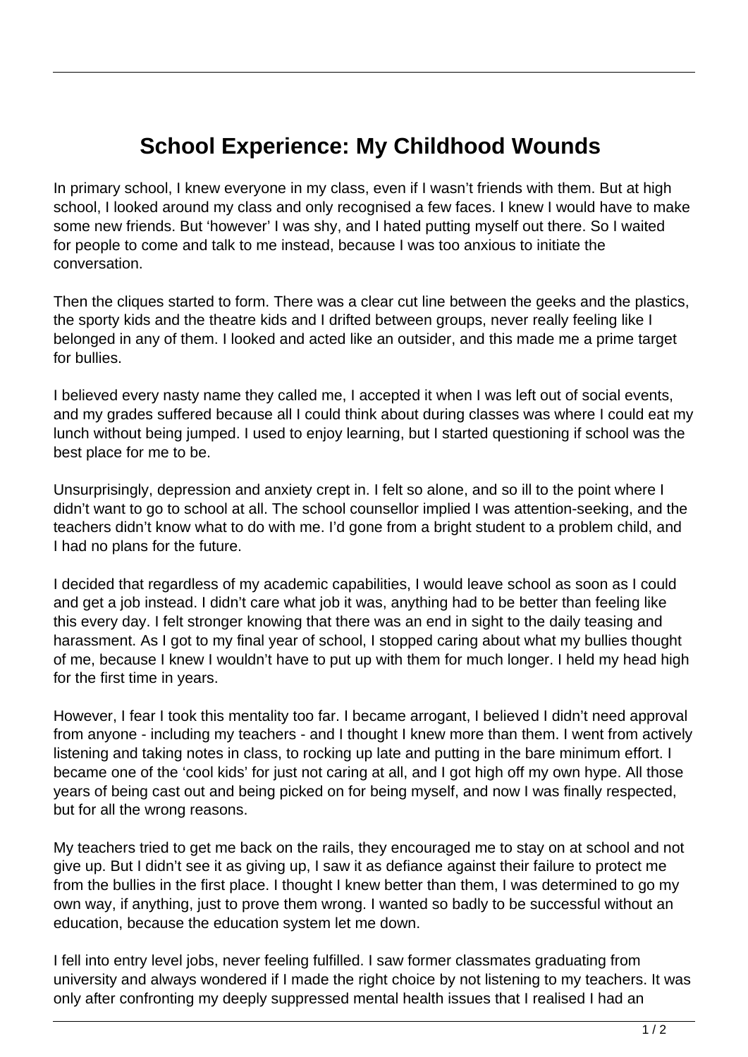# School Experience: My Childhood Wounds

In primary school, I knew everyone in my class, even if I wasn't friends with them. But at high school, I looked around my class and only recognised a few faces. I knew I would have to make some new friends. But 'however' I was shy, and I hated putting myself out there. So I waited for people to come and talk to me instead, because I was too anxious to initiate the conversation.

Then the cliques started to form. There was a clear cut line between the geeks and the plastics, the sporty kids and the theatre kids and I drifted between groups, never really feeling like I belonged in any of them. I looked and acted like an outsider, and this made me a prime target for bullies.

I believed every nasty name they called me, I accepted it when I was left out of social events, and my grades suffered because all I could think about during classes was where I could eat my lunch without being jumped. I used to enjoy learning, but I started questioning if school was the best place for me to be.

Unsurprisingly, depression and anxiety crept in. I felt so alone, and so ill to the point where I didn't want to go to school at all. The school counsellor implied I was attention-seeking, and the teachers didn't know what to do with me. I'd gone from a bright student to a problem child, and I had no plans for the future.

I decided that regardless of my academic capabilities, I would leave school as soon as I could and get a job instead. I didn't care what job it was, anything had to be better than feeling like this every day. I felt stronger knowing that there was an end in sight to the daily teasing and harassment. As I got to my final year of school, I stopped caring about what my bullies thought of me, because I knew I wouldn't have to put up with them for much longer. I held my head high for the first time in years.

However, I fear I took this mentality too far. I became arrogant, I believed I didn't need approval from anyone - including my teachers - and I thought I knew more than them. I went from actively listening and taking notes in class, to rocking up late and putting in the bare minimum effort. I became one of the 'cool kids' for just not caring at all, and I got high off my own hype. All those years of being cast out and being picked on for being myself, and now I was finally respected, but for all the wrong reasons.

My teachers tried to get me back on the rails, they encouraged me to stay on at school and not give up. But I didn't see it as giving up, I saw it as defiance against their failure to protect me from the bullies in the first place. I thought I knew better than them, I was determined to go my own way, if anything, just to prove them wrong. I wanted so badly to be successful without an education, because the education system let me down.

I fell into entry level jobs, never feeling fulfilled. I saw former classmates graduating from university and always wondered if I made the right choice by not listening to my teachers. It was only after confronting my deeply suppressed mental health issues that I realised I had an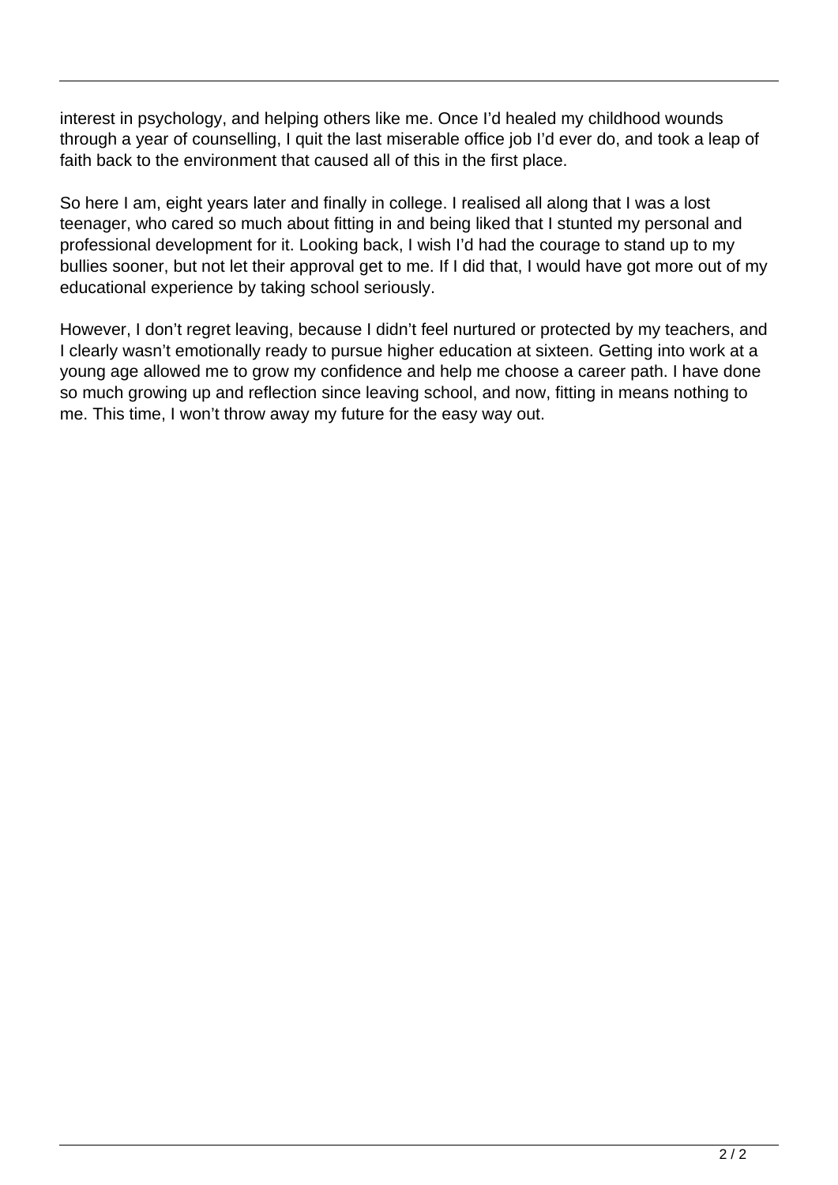interest in psychology, and helping others like me. Once I'd healed my childhood wounds through a year of counselling, I quit the last miserable office job I'd ever do, and took a leap of faith back to the environment that caused all of this in the first place.

So here I am, eight years later and finally in college. I realised all along that I was a lost teenager, who cared so much about fitting in and being liked that I stunted my personal and professional development for it. Looking back, I wish I'd had the courage to stand up to my bullies sooner, but not let their approval get to me. If I did that, I would have got more out of my educational experience by taking school seriously.

However, I don't regret leaving, because I didn't feel nurtured or protected by my teachers, and I clearly wasn't emotionally ready to pursue higher education at sixteen. Getting into work at a young age allowed me to grow my confidence and help me choose a career path. I have done so much growing up and reflection since leaving school, and now, fitting in means nothing to me. This time, I won't throw away my future for the easy way out.